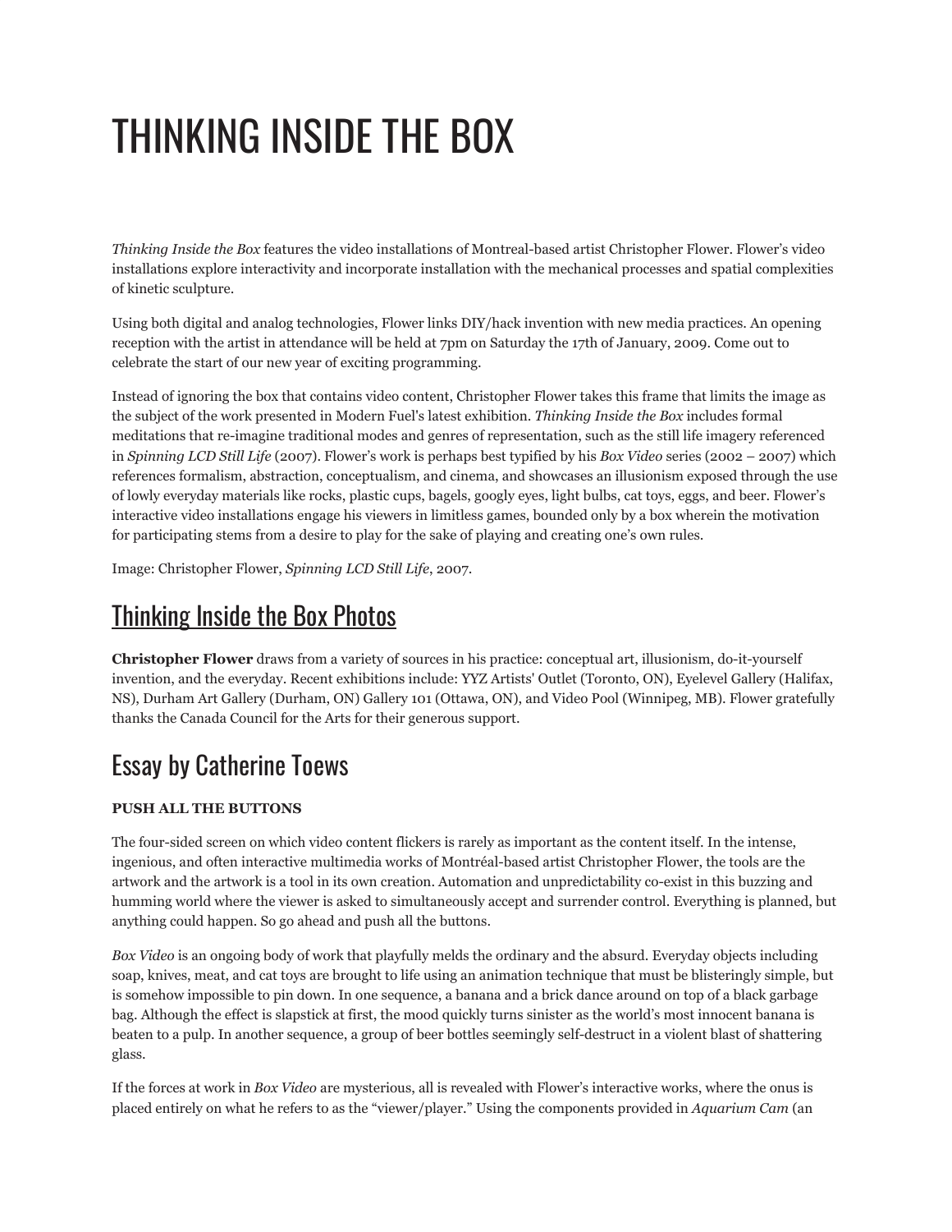# THINKING INSIDE THE BOX

*Thinking Inside the Box* features the video installations of Montreal-based artist Christopher Flower. Flower's video installations explore interactivity and incorporate installation with the mechanical processes and spatial complexities of kinetic sculpture.

Using both digital and analog technologies, Flower links DIY/hack invention with new media practices. An opening reception with the artist in attendance will be held at 7pm on Saturday the 17th of January, 2009. Come out to celebrate the start of our new year of exciting programming.

Instead of ignoring the box that contains video content, Christopher Flower takes this frame that limits the image as the subject of the work presented in Modern Fuel's latest exhibition. *Thinking Inside the Box* includes formal meditations that re-imagine traditional modes and genres of representation, such as the still life imagery referenced in *Spinning LCD Still Life* (2007). Flower's work is perhaps best typified by his *Box Video* series (2002 – 2007) which references formalism, abstraction, conceptualism, and cinema, and showcases an illusionism exposed through the use of lowly everyday materials like rocks, plastic cups, bagels, googly eyes, light bulbs, cat toys, eggs, and beer. Flower's interactive video installations engage his viewers in limitless games, bounded only by a box wherein the motivation for participating stems from a desire to play for the sake of playing and creating one's own rules.

Image: Christopher Flower, *Spinning LCD Still Life*, 2007.

## Thinking Inside the Box Photos

**Christopher Flower** draws from a variety of sources in his practice: conceptual art, illusionism, do-it-yourself invention, and the everyday. Recent exhibitions include: YYZ Artists' Outlet (Toronto, ON), Eyelevel Gallery (Halifax, NS), Durham Art Gallery (Durham, ON) Gallery 101 (Ottawa, ON), and Video Pool (Winnipeg, MB). Flower gratefully thanks the Canada Council for the Arts for their generous support.

## Essay by Catherine Toews

**PUSH ALL THE BUTTONS**

The four-sided screen on which video content flickers is rarely as important as the content itself. In the intense, ingenious, and often interactive multimedia works of Montréal-based artist Christopher Flower, the tools are the artwork and the artwork is a tool in its own creation. Automation and unpredictability co-exist in this buzzing and humming world where the viewer is asked to simultaneously accept and surrender control. Everything is planned, but anything could happen. So go ahead and push all the buttons.

*Box Video* is an ongoing body of work that playfully melds the ordinary and the absurd. Everyday objects including soap, knives, meat, and cat toys are brought to life using an animation technique that must be blisteringly simple, but is somehow impossible to pin down. In one sequence, a banana and a brick dance around on top of a black garbage bag. Although the effect is slapstick at first, the mood quickly turns sinister as the world's most innocent banana is beaten to a pulp. In another sequence, a group of beer bottles seemingly self-destruct in a violent blast of shattering glass.

If the forces at work in *Box Video* are mysterious, all is revealed with Flower's interactive works, where the onus is placed entirely on what he refers to as the "viewer/player." Using the components provided in *Aquarium Cam* (an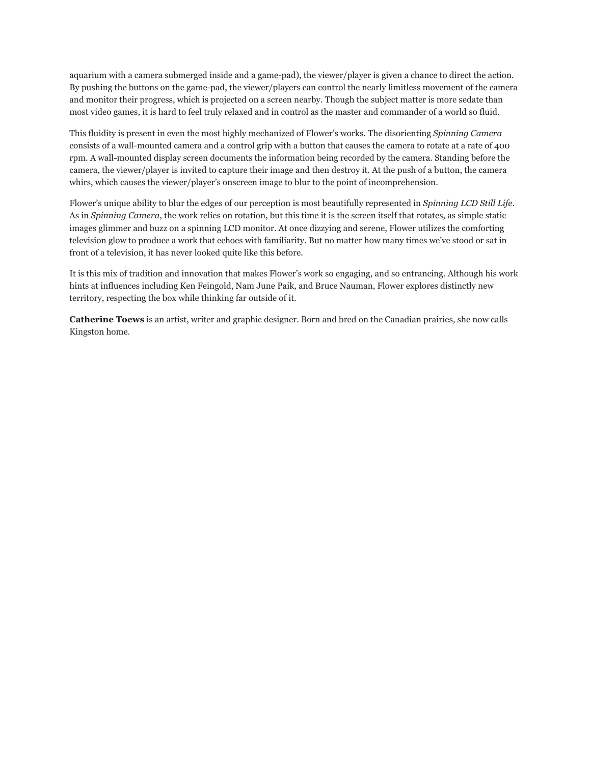aquarium with a camera submerged inside and a game-pad), the viewer/player is given a chance to direct the action. By pushing the buttons on the game-pad, the viewer/players can control the nearly limitless movement of the camera and monitor their progress, which is projected on a screen nearby. Though the subject matter is more sedate than most video games, it is hard to feel truly relaxed and in control as the master and commander of a world so fluid.

This fluidity is present in even the most highly mechanized of Flower's works. The disorienting *Spinning Camera* consists of a wall-mounted camera and a control grip with a button that causes the camera to rotate at a rate of 400 rpm. A wall-mounted display screen documents the information being recorded by the camera. Standing before the camera, the viewer/player is invited to capture their image and then destroy it. At the push of a button, the camera whirs, which causes the viewer/player's onscreen image to blur to the point of incomprehension.

Flower's unique ability to blur the edges of our perception is most beautifully represented in *Spinning LCD Still Life*. As in *Spinning Camera*, the work relies on rotation, but this time it is the screen itself that rotates, as simple static images glimmer and buzz on a spinning LCD monitor. At once dizzying and serene, Flower utilizes the comforting television glow to produce a work that echoes with familiarity. But no matter how many times we've stood or sat in front of a television, it has never looked quite like this before.

It is this mix of tradition and innovation that makes Flower's work so engaging, and so entrancing. Although his work hints at influences including Ken Feingold, Nam June Paik, and Bruce Nauman, Flower explores distinctly new territory, respecting the box while thinking far outside of it.

**Catherine Toews** is an artist, writer and graphic designer. Born and bred on the Canadian prairies, she now calls Kingston home.